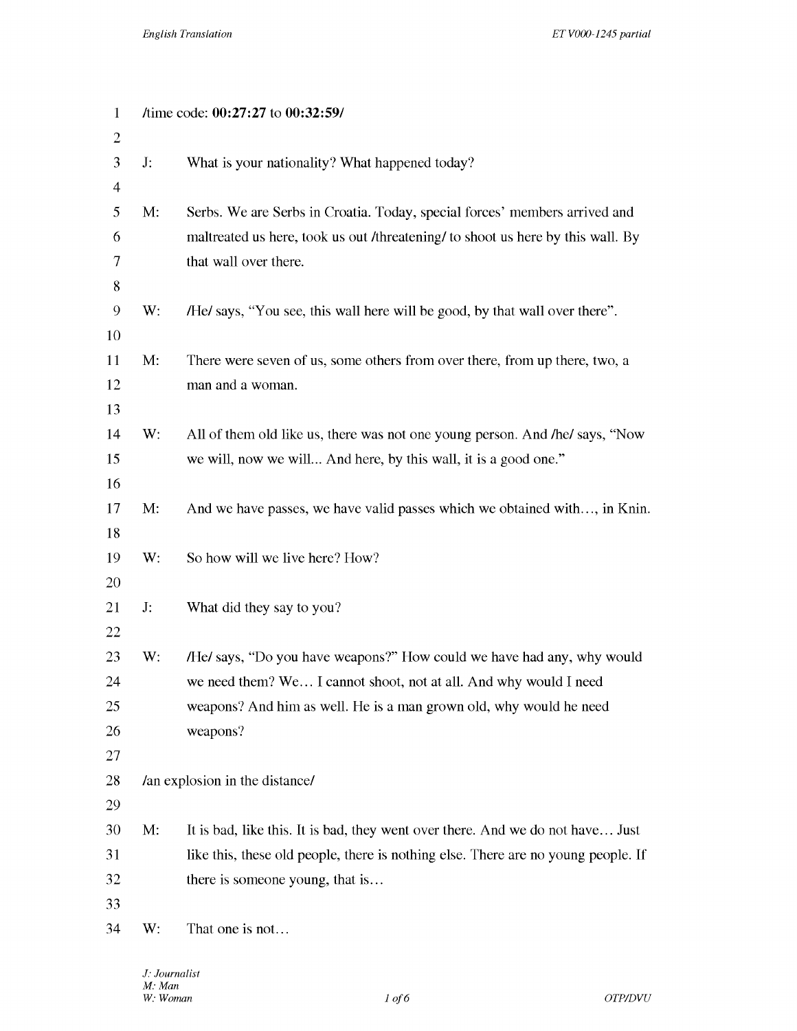/time code: **00:27:27** to **00:32:59**/

J: What is your nationality? What happened today?

M: Serbs. We are Serbs in Croatia. Today, special forces' members arrived and maltreated us here, took us out /threatening/ to shoot us here by this wall. By that wall over there.

W: /He/ says, "You see, this wall here will be good, by that wall over there".

M: There were seven of us, some others from over there, from up there, two, a man and a woman.

W: All of them old like us, there was not one young person. And /he/ says, "Now we will, now we will... And here, by this wall, it is a good one."

M: And we have passes, we have valid passes which we obtained with…, in Knin.

W: So how will we live here? How?

J: What did they say to you?

W: /He/ says, "Do you have weapons?" How could we have had any, why would we need them? We… I cannot shoot, not at all. And why would I need weapons? And him as well. He is a man grown old, why would he need weapons?

/an explosion in the distance/

M: It is bad, like this. It is bad, they went over there. And we do not have… Just like this, these old people, there is nothing else. There are no young people. If there is someone young, that is…

W: That one is not…

*J: Journalist*
*M: Man*
*W: Woman*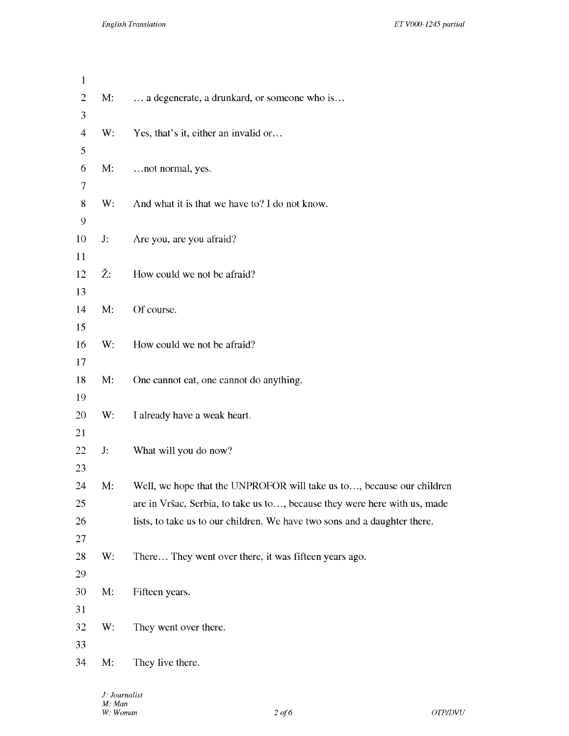M: … a degenerate, a drunkard, or someone who is…

W: Yes, that's it, either an invalid or…

M: …not normal, yes.

W: And what it is that we have to? I do not know.

J: Are you, are you afraid?

Ž: How could we not be afraid?

M: Of course.

W: How could we not be afraid?

M: One cannot eat, one cannot do anything.

W: I already have a weak heart.

J: What will you do now?

M: Well, we hope that the UNPROFOR will take us to…, because our children are in Vršac, Serbia, to take us to…, because they were here with us, made lists, to take us to our children. We have two sons and a daughter there.

W: There… They went over there, it was fifteen years ago.

M: Fifteen years.

W: They went over there.

M: They live there.

*J: Journalist*
*M: Man*
*W: Woman*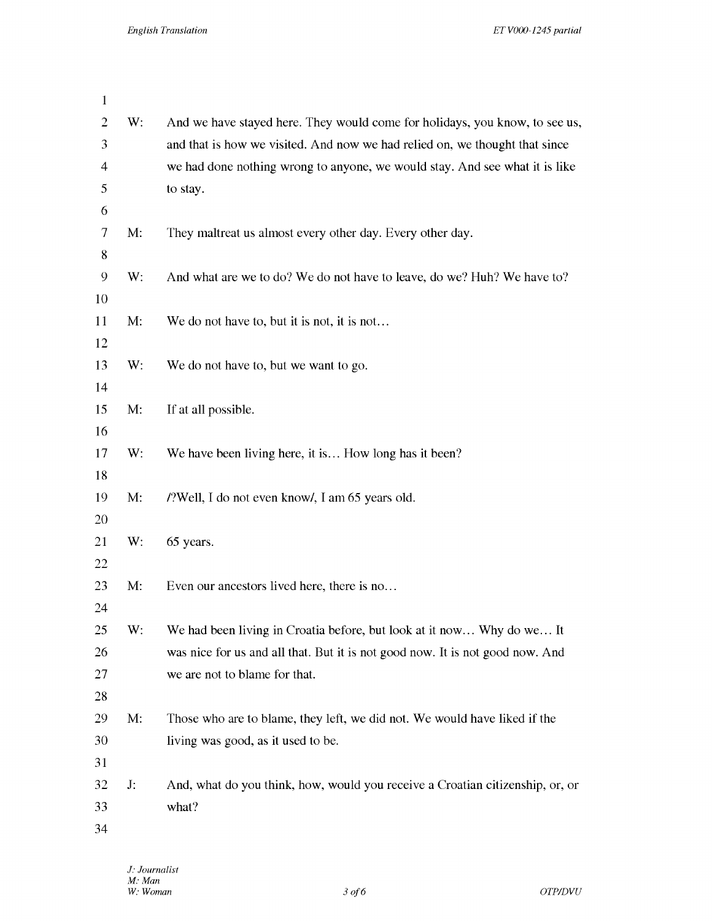W: And we have stayed here. They would come for holidays, you know, to see us, and that is how we visited. And now we had relied on, we thought that since we had done nothing wrong to anyone, we would stay. And see what it is like to stay.

M: They maltreat us almost every other day. Every other day.

W: And what are we to do? We do not have to leave, do we? Huh? We have to?

M: We do not have to, but it is not, it is not…

W: We do not have to, but we want to go.

M: If at all possible.

W: We have been living here, it is… How long has it been?

M: /?Well, I do not even know/, I am 65 years old.

W: 65 years.

M: Even our ancestors lived here, there is no…

W: We had been living in Croatia before, but look at it now… Why do we… It was nice for us and all that. But it is not good now. It is not good now. And we are not to blame for that.

M: Those who are to blame, they left, we did not. We would have liked if the living was good, as it used to be.

J: And, what do you think, how, would you receive a Croatian citizenship, or, or what?

*J: Journalist*
*M: Man*
*W: Woman*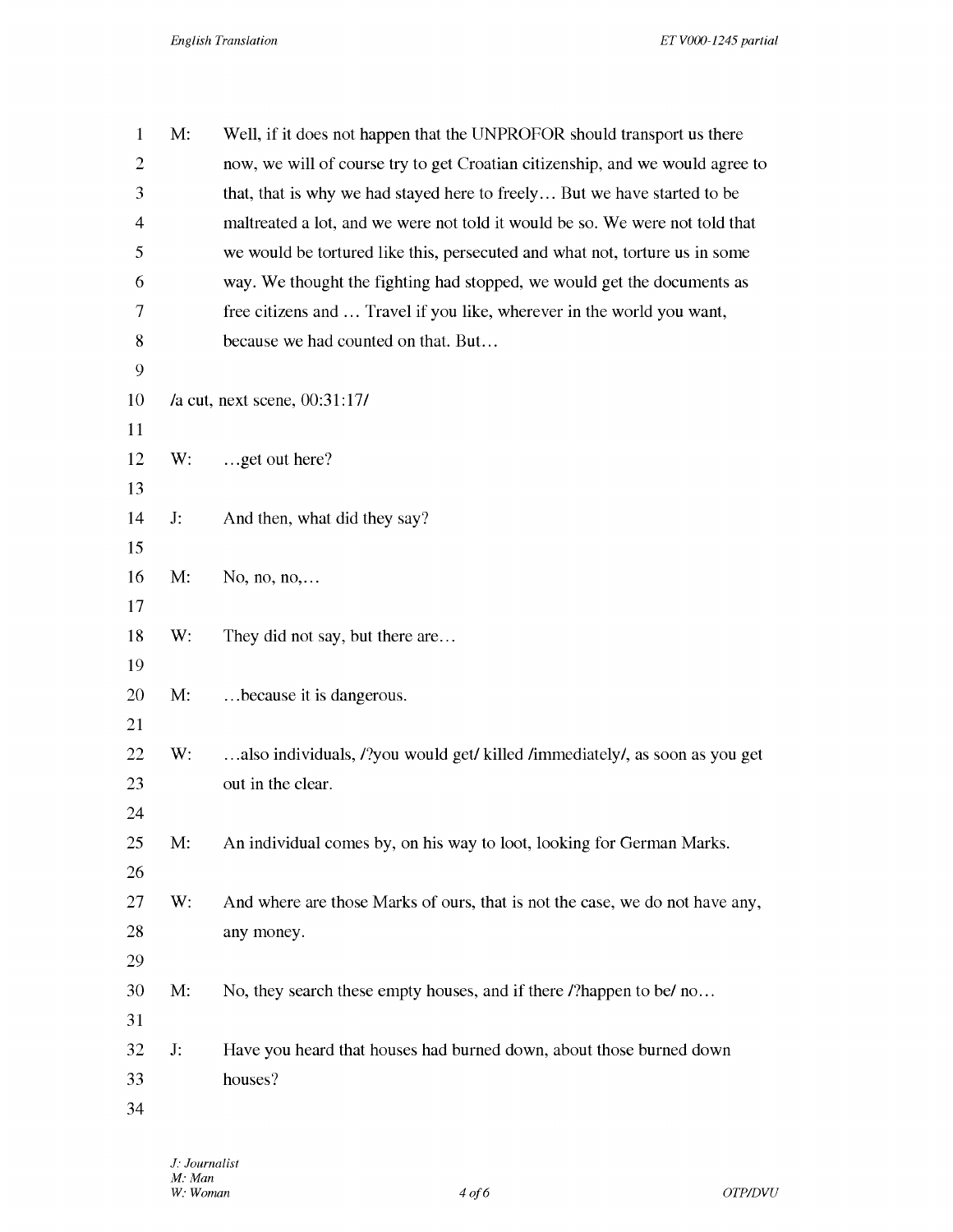M: Well, if it does not happen that the UNPROFOR should transport us there now, we will of course try to get Croatian citizenship, and we would agree to that, that is why we had stayed here to freely… But we have started to be maltreated a lot, and we were not told it would be so. We were not told that we would be tortured like this, persecuted and what not, torture us in some way. We thought the fighting had stopped, we would get the documents as free citizens and … Travel if you like, wherever in the world you want, because we had counted on that. But…

/a cut, next scene, 00:31:17/

W: …get out here?

J: And then, what did they say?

M: No, no, no,…

W: They did not say, but there are…

M: …because it is dangerous.

W: …also individuals, /?you would get/ killed /immediately/, as soon as you get out in the clear.

M: An individual comes by, on his way to loot, looking for German Marks.

W: And where are those Marks of ours, that is not the case, we do not have any, any money.

M: No, they search these empty houses, and if there /?happen to be/ no…

J: Have you heard that houses had burned down, about those burned down houses?

*J: Journalist*
*M: Man*
*W: Woman*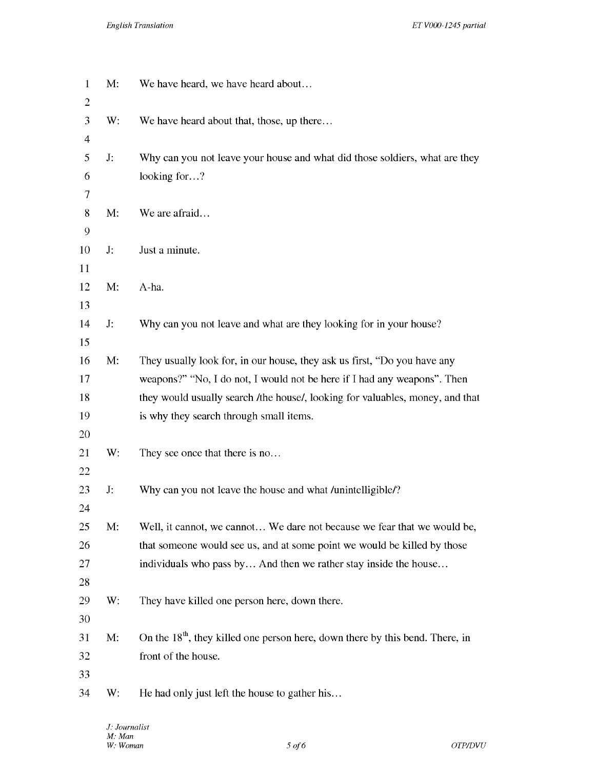M: We have heard, we have heard about…

W: We have heard about that, those, up there…

J: Why can you not leave your house and what did those soldiers, what are they looking for…?

M: We are afraid…

J: Just a minute.

M: A-ha.

J: Why can you not leave and what are they looking for in your house?

M: They usually look for, in our house, they ask us first, "Do you have any weapons?" "No, I do not, I would not be here if I had any weapons". Then they would usually search /the house/, looking for valuables, money, and that is why they search through small items.

W: They see once that there is no…

J: Why can you not leave the house and what /unintelligible/?

M: Well, it cannot, we cannot… We dare not because we fear that we would be, that someone would see us, and at some point we would be killed by those individuals who pass by… And then we rather stay inside the house…

W: They have killed one person here, down there.

M: On the 18th, they killed one person here, down there by this bend. There, in front of the house.

W: He had only just left the house to gather his…

*J: Journalist*
*M: Man*
*W: Woman*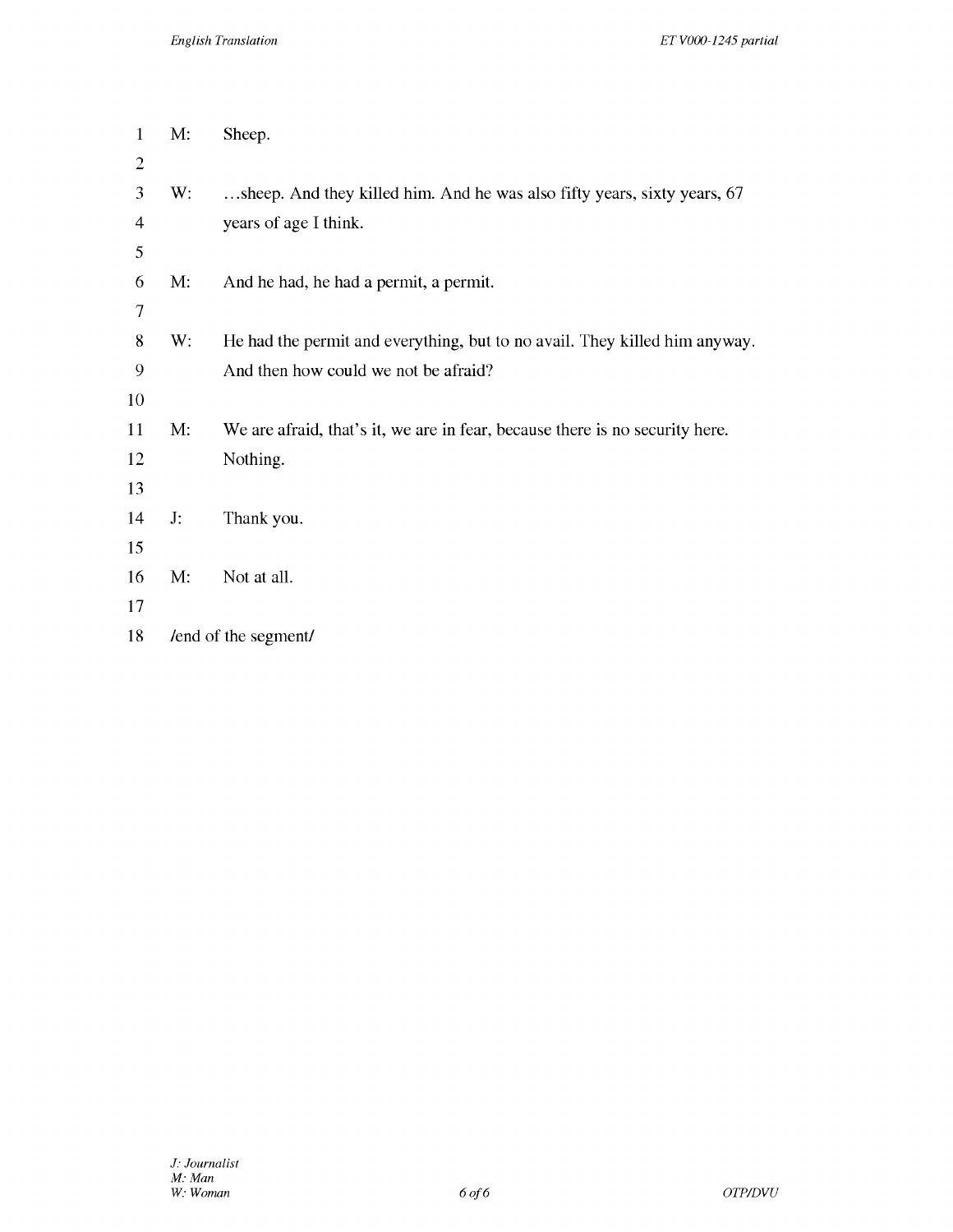M: Sheep.

W: …sheep. And they killed him. And he was also fifty years, sixty years, 67 years of age I think.

M: And he had, he had a permit, a permit.

W: He had the permit and everything, but to no avail. They killed him anyway. And then how could we not be afraid?

M: We are afraid, that's it, we are in fear, because there is no security here. Nothing.

J: Thank you.

M: Not at all.

/end of the segment/

*J: Journalist*
*M: Man*
*W: Woman*